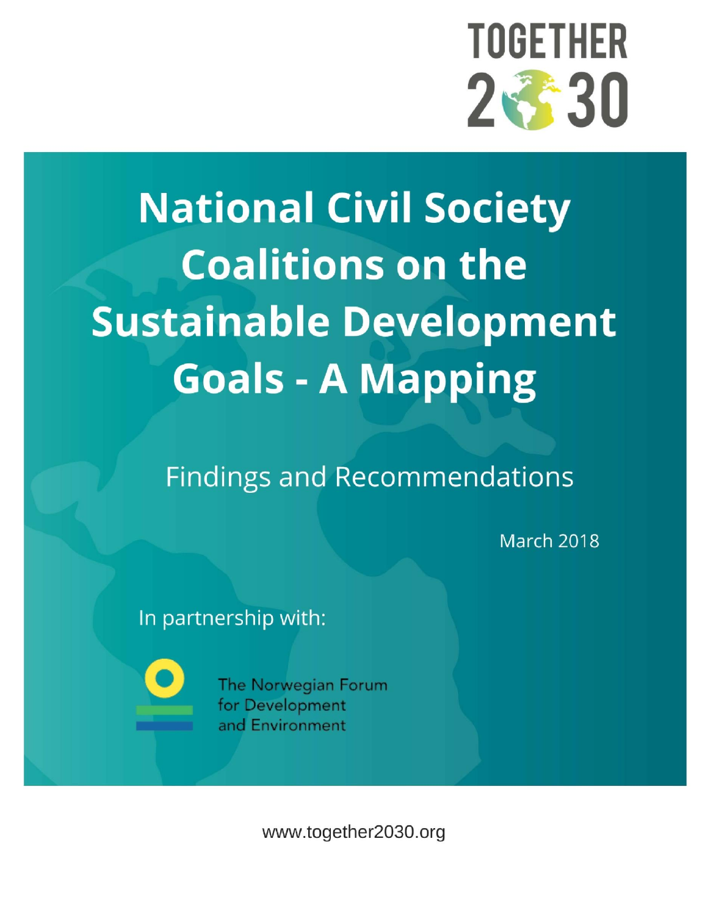TOGETHER 2030

# National Civil Society Coalitions on the Sustainable Development Goals - A Mapping

## Findings and Recommendations

March 2018

In partnership with:

The Norwegian Forum for Development and Environment

www.together2030.org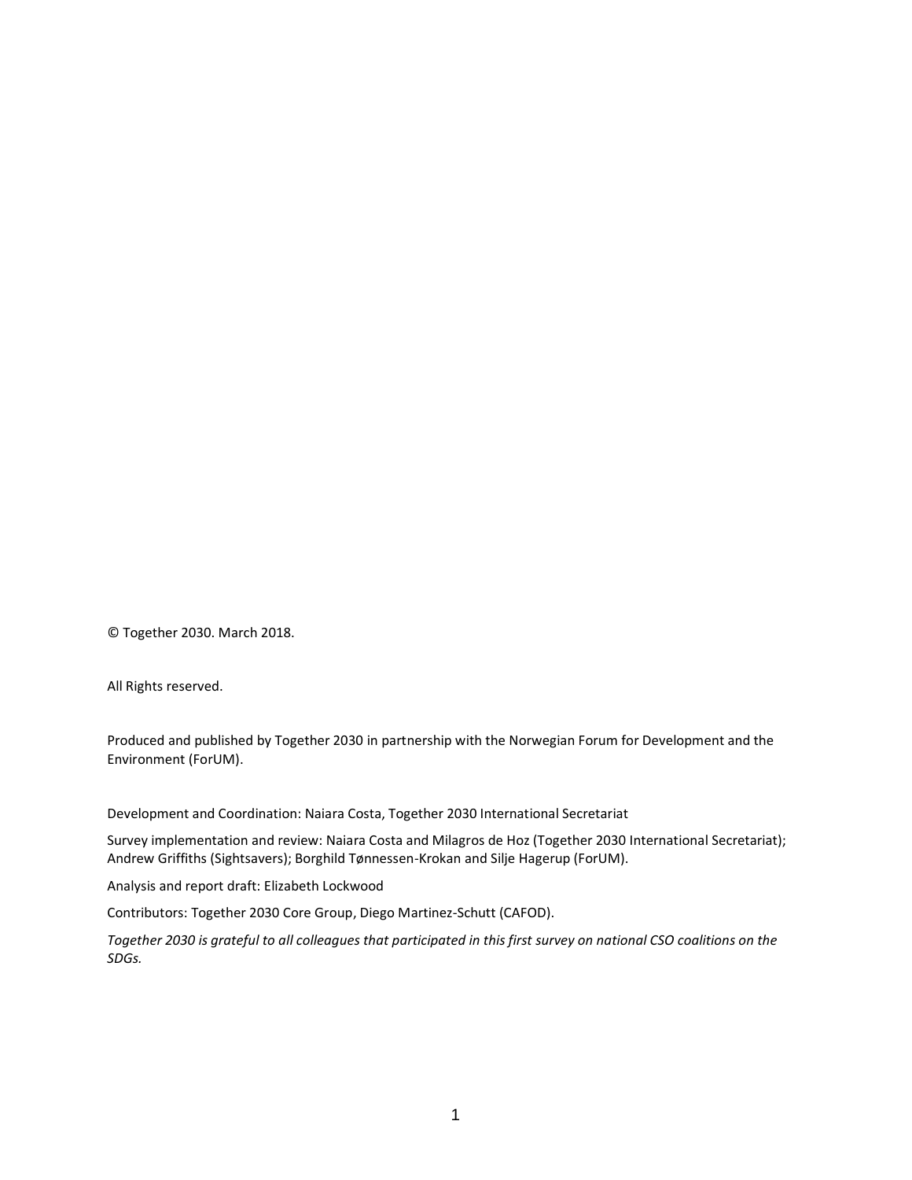© Together 2030. March 2018.

All Rights reserved.

Produced and published by Together 2030 in partnership with the Norwegian Forum for Development and the Environment (ForUM).

Development and Coordination: Naiara Costa, Together 2030 International Secretariat

Survey implementation and review: Naiara Costa and Milagros de Hoz (Together 2030 International Secretariat); Andrew Griffiths (Sightsavers); Borghild Tønnessen-Krokan and Silje Hagerup (ForUM).

Analysis and report draft: Elizabeth Lockwood

Contributors: Together 2030 Core Group, Diego Martinez-Schutt (CAFOD).

*Together 2030 is grateful to all colleagues that participated in this first survey on national CSO coalitions on the SDGs.*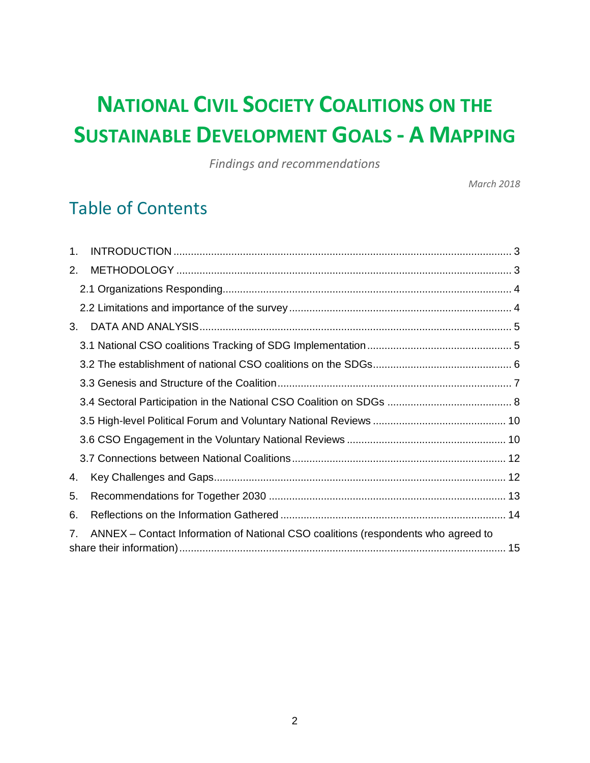# NATIONAL CIVIL SOCIETY COALITIONS ON THE SUSTAINABLE DEVELOPMENT GOALS - A MAPPING

*Findings and recommendations*

*March 2018*

## Table of Contents

1. INTRODUCTION ........................................................................................................ 3
2. METHODOLOGY ...................................................................................................... 3
   - 2.1 Organizations Responding..................................................................................... 4
   - 2.2 Limitations and importance of the survey ............................................................. 4
3. DATA AND ANALYSIS............................................................................................... 5
   - 3.1 National CSO coalitions Tracking of SDG Implementation .................................. 5
   - 3.2 The establishment of national CSO coalitions on the SDGs................................. 6
   - 3.3 Genesis and Structure of the Coalition.................................................................. 7
   - 3.4 Sectoral Participation in the National CSO Coalition on SDGs ............................ 8
   - 3.5 High-level Political Forum and Voluntary National Reviews ............................... 10
   - 3.6 CSO Engagement in the Voluntary National Reviews ........................................ 10
   - 3.7 Connections between National Coalitions........................................................... 12
4. Key Challenges and Gaps...................................................................................... 12
5. Recommendations for Together 2030 ................................................................... 13
6. Reflections on the Information Gathered .............................................................. 14
7. ANNEX – Contact Information of National CSO coalitions (respondents who agreed to share their information)................................................................................................... 15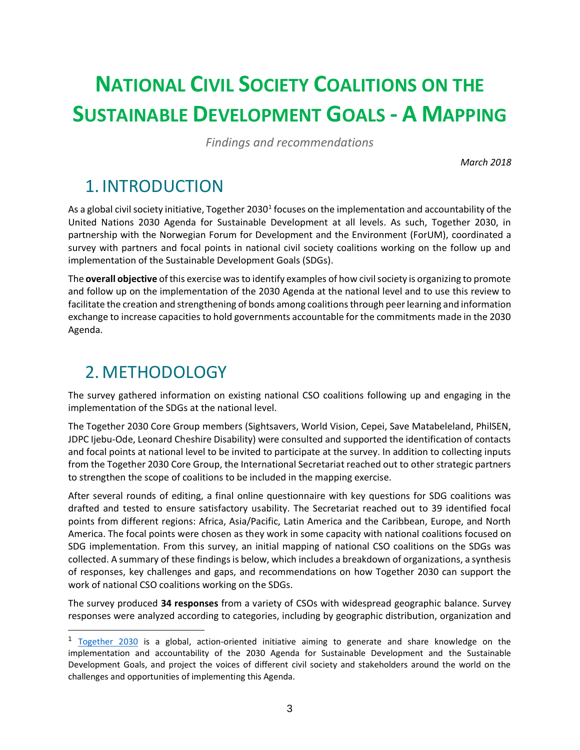# NATIONAL CIVIL SOCIETY COALITIONS ON THE SUSTAINABLE DEVELOPMENT GOALS - A MAPPING

*Findings and recommendations*

*March 2018*

## 1. INTRODUCTION

As a global civil society initiative, Together 2030[1] focuses on the implementation and accountability of the United Nations 2030 Agenda for Sustainable Development at all levels. As such, Together 2030, in partnership with the Norwegian Forum for Development and the Environment (ForUM), coordinated a survey with partners and focal points in national civil society coalitions working on the follow up and implementation of the Sustainable Development Goals (SDGs).

The **overall objective** of this exercise was to identify examples of how civil society is organizing to promote and follow up on the implementation of the 2030 Agenda at the national level and to use this review to facilitate the creation and strengthening of bonds among coalitions through peer learning and information exchange to increase capacities to hold governments accountable for the commitments made in the 2030 Agenda.

## 2. METHODOLOGY

The survey gathered information on existing national CSO coalitions following up and engaging in the implementation of the SDGs at the national level.

The Together 2030 Core Group members (Sightsavers, World Vision, Cepei, Save Matabeleland, PhilSEN, JDPC Ijebu-Ode, Leonard Cheshire Disability) were consulted and supported the identification of contacts and focal points at national level to be invited to participate at the survey. In addition to collecting inputs from the Together 2030 Core Group, the International Secretariat reached out to other strategic partners to strengthen the scope of coalitions to be included in the mapping exercise.

After several rounds of editing, a final online questionnaire with key questions for SDG coalitions was drafted and tested to ensure satisfactory usability. The Secretariat reached out to 39 identified focal points from different regions: Africa, Asia/Pacific, Latin America and the Caribbean, Europe, and North America. The focal points were chosen as they work in some capacity with national coalitions focused on SDG implementation. From this survey, an initial mapping of national CSO coalitions on the SDGs was collected. A summary of these findings is below, which includes a breakdown of organizations, a synthesis of responses, key challenges and gaps, and recommendations on how Together 2030 can support the work of national CSO coalitions working on the SDGs.

The survey produced **34 responses** from a variety of CSOs with widespread geographic balance. Survey responses were analyzed according to categories, including by geographic distribution, organization and

---

[1] Together 2030 is a global, action-oriented initiative aiming to generate and share knowledge on the implementation and accountability of the 2030 Agenda for Sustainable Development and the Sustainable Development Goals, and project the voices of different civil society and stakeholders around the world on the challenges and opportunities of implementing this Agenda.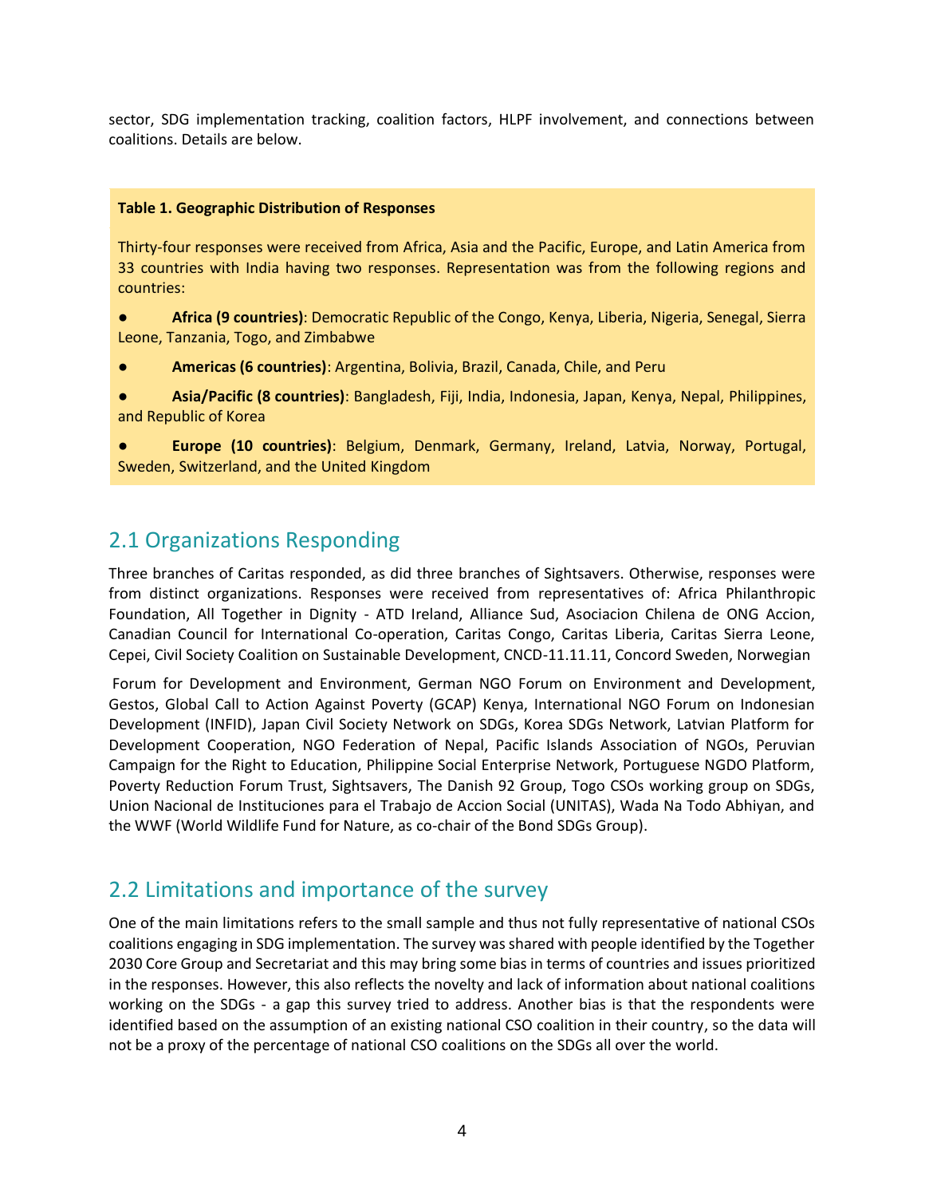sector, SDG implementation tracking, coalition factors, HLPF involvement, and connections between coalitions. Details are below.

**Table 1. Geographic Distribution of Responses**

Thirty-four responses were received from Africa, Asia and the Pacific, Europe, and Latin America from 33 countries with India having two responses. Representation was from the following regions and countries:

- **Africa (9 countries)**: Democratic Republic of the Congo, Kenya, Liberia, Nigeria, Senegal, Sierra Leone, Tanzania, Togo, and Zimbabwe
- **Americas (6 countries)**: Argentina, Bolivia, Brazil, Canada, Chile, and Peru
- **Asia/Pacific (8 countries)**: Bangladesh, Fiji, India, Indonesia, Japan, Kenya, Nepal, Philippines, and Republic of Korea
- **Europe (10 countries)**: Belgium, Denmark, Germany, Ireland, Latvia, Norway, Portugal, Sweden, Switzerland, and the United Kingdom

## 2.1 Organizations Responding

Three branches of Caritas responded, as did three branches of Sightsavers. Otherwise, responses were from distinct organizations. Responses were received from representatives of: Africa Philanthropic Foundation, All Together in Dignity - ATD Ireland, Alliance Sud, Asociacion Chilena de ONG Accion, Canadian Council for International Co-operation, Caritas Congo, Caritas Liberia, Caritas Sierra Leone, Cepei, Civil Society Coalition on Sustainable Development, CNCD-11.11.11, Concord Sweden, Norwegian Forum for Development and Environment, German NGO Forum on Environment and Development, Gestos, Global Call to Action Against Poverty (GCAP) Kenya, International NGO Forum on Indonesian Development (INFID), Japan Civil Society Network on SDGs, Korea SDGs Network, Latvian Platform for Development Cooperation, NGO Federation of Nepal, Pacific Islands Association of NGOs, Peruvian Campaign for the Right to Education, Philippine Social Enterprise Network, Portuguese NGDO Platform, Poverty Reduction Forum Trust, Sightsavers, The Danish 92 Group, Togo CSOs working group on SDGs, Union Nacional de Instituciones para el Trabajo de Accion Social (UNITAS), Wada Na Todo Abhiyan, and the WWF (World Wildlife Fund for Nature, as co-chair of the Bond SDGs Group).

## 2.2 Limitations and importance of the survey

One of the main limitations refers to the small sample and thus not fully representative of national CSOs coalitions engaging in SDG implementation. The survey was shared with people identified by the Together 2030 Core Group and Secretariat and this may bring some bias in terms of countries and issues prioritized in the responses. However, this also reflects the novelty and lack of information about national coalitions working on the SDGs - a gap this survey tried to address. Another bias is that the respondents were identified based on the assumption of an existing national CSO coalition in their country, so the data will not be a proxy of the percentage of national CSO coalitions on the SDGs all over the world.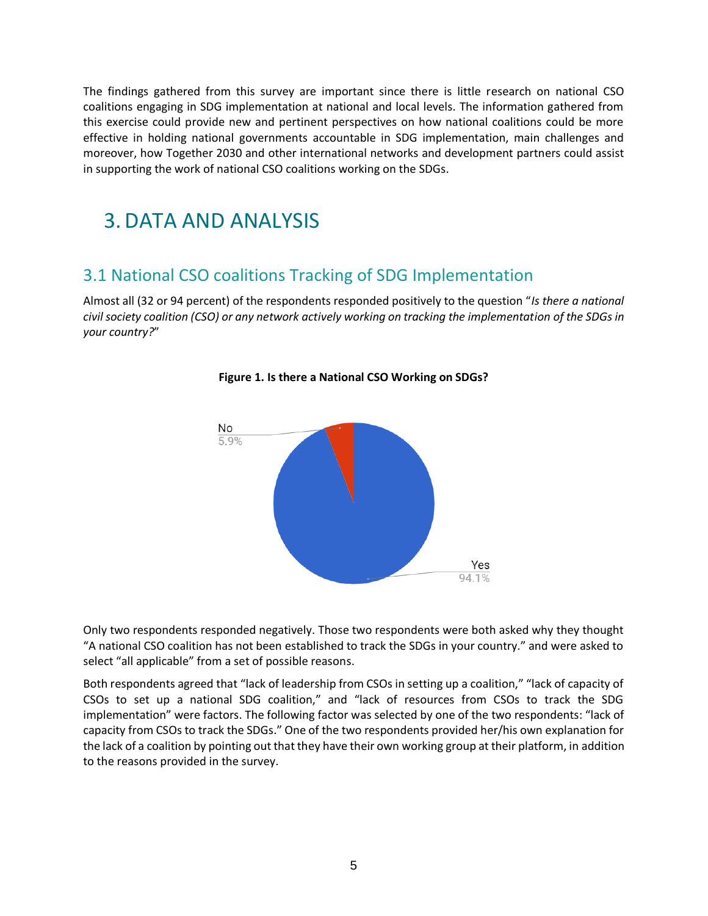The findings gathered from this survey are important since there is little research on national CSO coalitions engaging in SDG implementation at national and local levels. The information gathered from this exercise could provide new and pertinent perspectives on how national coalitions could be more effective in holding national governments accountable in SDG implementation, main challenges and moreover, how Together 2030 and other international networks and development partners could assist in supporting the work of national CSO coalitions working on the SDGs.

# 3. DATA AND ANALYSIS

## 3.1 National CSO coalitions Tracking of SDG Implementation

Almost all (32 or 94 percent) of the respondents responded positively to the question "*Is there a national civil society coalition (CSO) or any network actively working on tracking the implementation of the SDGs in your country?*"

**Figure 1. Is there a National CSO Working on SDGs?**

No 5.9%

Yes 94.1%

Only two respondents responded negatively. Those two respondents were both asked why they thought "A national CSO coalition has not been established to track the SDGs in your country." and were asked to select "all applicable" from a set of possible reasons.

Both respondents agreed that "lack of leadership from CSOs in setting up a coalition," "lack of capacity of CSOs to set up a national SDG coalition," and "lack of resources from CSOs to track the SDG implementation" were factors. The following factor was selected by one of the two respondents: "lack of capacity from CSOs to track the SDGs." One of the two respondents provided her/his own explanation for the lack of a coalition by pointing out that they have their own working group at their platform, in addition to the reasons provided in the survey.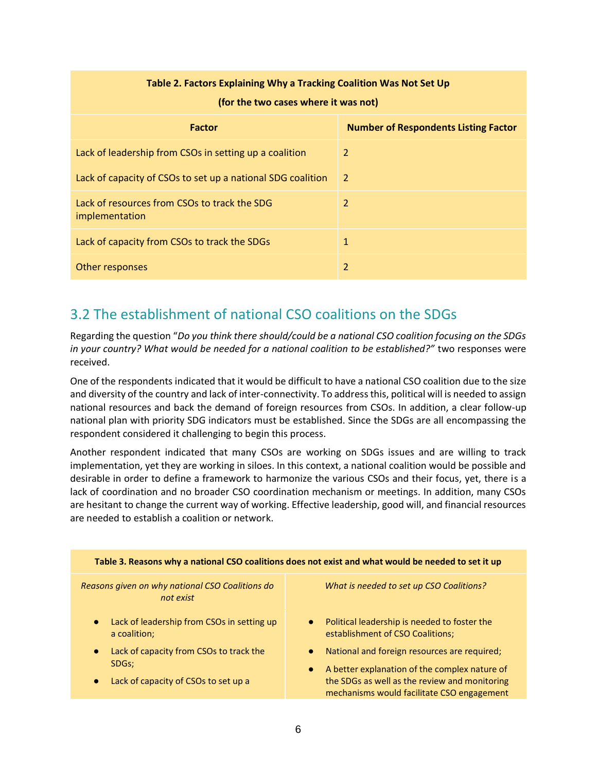| Table 2. Factors Explaining Why a Tracking Coalition Was Not Set Up (for the two cases where it was not) | |
|---|---|
| **Factor** | **Number of Respondents Listing Factor** |
| Lack of leadership from CSOs in setting up a coalition | 2 |
| Lack of capacity of CSOs to set up a national SDG coalition | 2 |
| Lack of resources from CSOs to track the SDG implementation | 2 |
| Lack of capacity from CSOs to track the SDGs | 1 |
| Other responses | 2 |

## 3.2 The establishment of national CSO coalitions on the SDGs

Regarding the question "*Do you think there should/could be a national CSO coalition focusing on the SDGs in your country? What would be needed for a national coalition to be established?*" two responses were received.

One of the respondents indicated that it would be difficult to have a national CSO coalition due to the size and diversity of the country and lack of inter-connectivity. To address this, political will is needed to assign national resources and back the demand of foreign resources from CSOs. In addition, a clear follow-up national plan with priority SDG indicators must be established. Since the SDGs are all encompassing the respondent considered it challenging to begin this process.

Another respondent indicated that many CSOs are working on SDGs issues and are willing to track implementation, yet they are working in siloes. In this context, a national coalition would be possible and desirable in order to define a framework to harmonize the various CSOs and their focus, yet, there is a lack of coordination and no broader CSO coordination mechanism or meetings. In addition, many CSOs are hesitant to change the current way of working. Effective leadership, good will, and financial resources are needed to establish a coalition or network.

| Table 3. Reasons why a national CSO coalitions does not exist and what would be needed to set it up | |
|---|---|
| *Reasons given on why national CSO Coalitions do not exist* | *What is needed to set up CSO Coalitions?* |
| • Lack of leadership from CSOs in setting up a coalition;<br>• Lack of capacity from CSOs to track the SDGs;<br>• Lack of capacity of CSOs to set up a | • Political leadership is needed to foster the establishment of CSO Coalitions;<br>• National and foreign resources are required;<br>• A better explanation of the complex nature of the SDGs as well as the review and monitoring mechanisms would facilitate CSO engagement |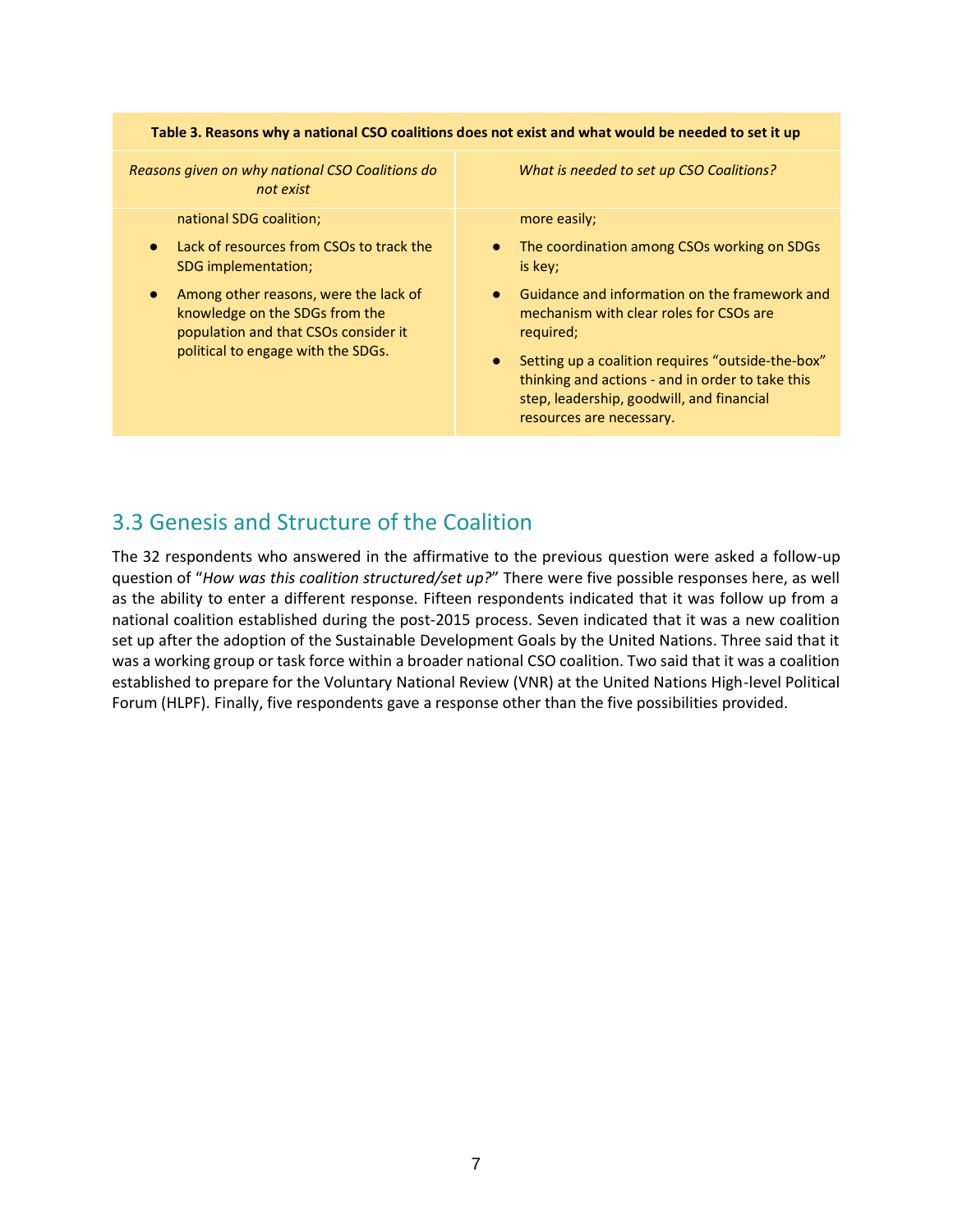| Table 3. Reasons why a national CSO coalitions does not exist and what would be needed to set it up | |
|---|---|
| *Reasons given on why national CSO Coalitions do not exist* | *What is needed to set up CSO Coalitions?* |
| national SDG coalition;<br>● Lack of resources from CSOs to track the SDG implementation;<br>● Among other reasons, were the lack of knowledge on the SDGs from the population and that CSOs consider it political to engage with the SDGs. | more easily;<br>● The coordination among CSOs working on SDGs is key;<br>● Guidance and information on the framework and mechanism with clear roles for CSOs are required;<br>● Setting up a coalition requires "outside-the-box" thinking and actions - and in order to take this step, leadership, goodwill, and financial resources are necessary. |

## 3.3 Genesis and Structure of the Coalition

The 32 respondents who answered in the affirmative to the previous question were asked a follow-up question of "*How was this coalition structured/set up?*" There were five possible responses here, as well as the ability to enter a different response. Fifteen respondents indicated that it was follow up from a national coalition established during the post-2015 process. Seven indicated that it was a new coalition set up after the adoption of the Sustainable Development Goals by the United Nations. Three said that it was a working group or task force within a broader national CSO coalition. Two said that it was a coalition established to prepare for the Voluntary National Review (VNR) at the United Nations High-level Political Forum (HLPF). Finally, five respondents gave a response other than the five possibilities provided.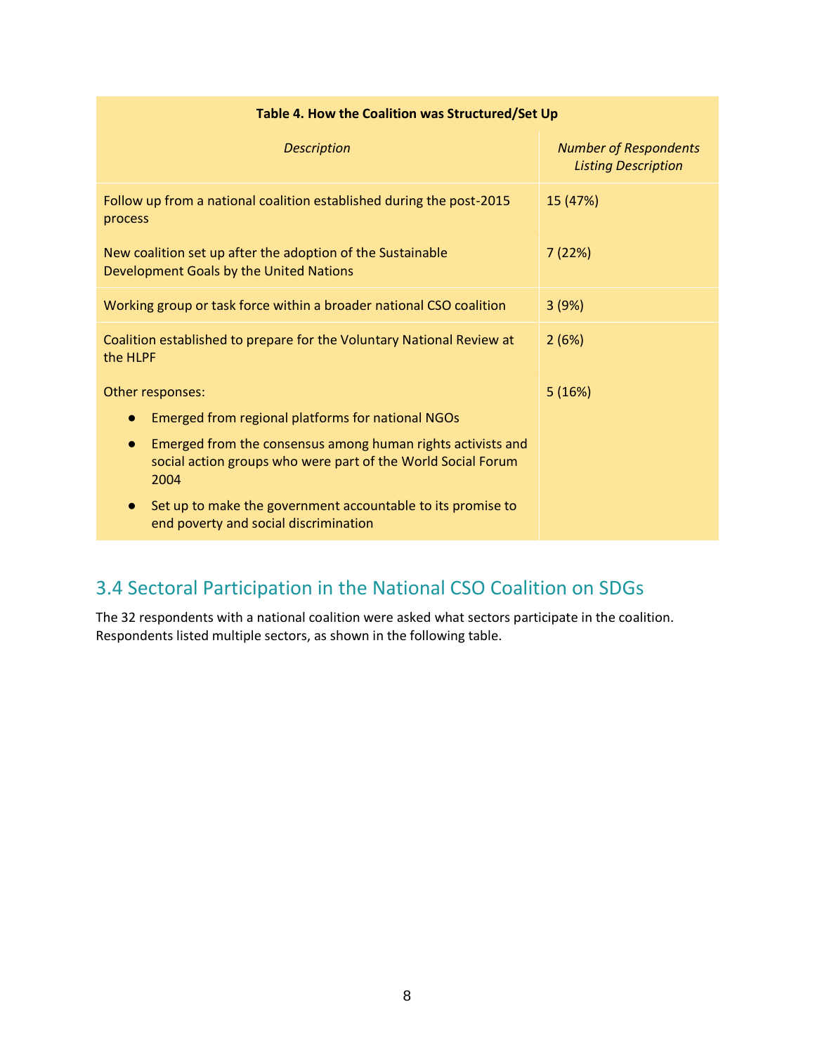**Table 4. How the Coalition was Structured/Set Up**

| *Description* | *Number of Respondents Listing Description* |
|---|---|
| Follow up from a national coalition established during the post-2015 process | 15 (47%) |
| New coalition set up after the adoption of the Sustainable Development Goals by the United Nations | 7 (22%) |
| Working group or task force within a broader national CSO coalition | 3 (9%) |
| Coalition established to prepare for the Voluntary National Review at the HLPF | 2 (6%) |
| Other responses: <br> ● Emerged from regional platforms for national NGOs <br> ● Emerged from the consensus among human rights activists and social action groups who were part of the World Social Forum 2004 <br> ● Set up to make the government accountable to its promise to end poverty and social discrimination | 5 (16%) |

## 3.4 Sectoral Participation in the National CSO Coalition on SDGs

The 32 respondents with a national coalition were asked what sectors participate in the coalition. Respondents listed multiple sectors, as shown in the following table.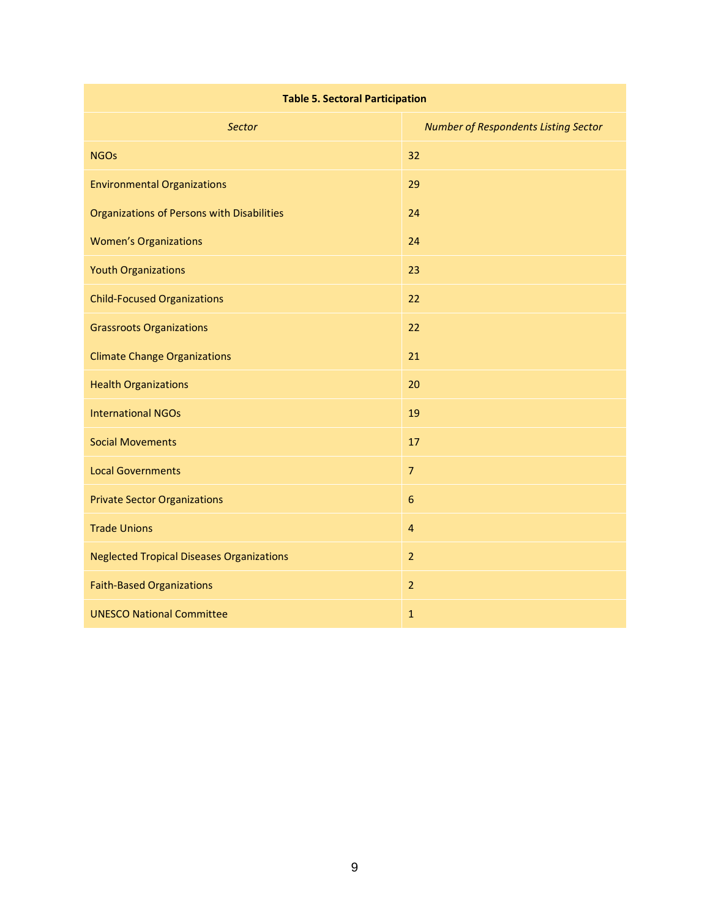| Table 5. Sectoral Participation | |
|---|---|
| *Sector* | *Number of Respondents Listing Sector* |
| NGOs | 32 |
| Environmental Organizations | 29 |
| Organizations of Persons with Disabilities | 24 |
| Women's Organizations | 24 |
| Youth Organizations | 23 |
| Child-Focused Organizations | 22 |
| Grassroots Organizations | 22 |
| Climate Change Organizations | 21 |
| Health Organizations | 20 |
| International NGOs | 19 |
| Social Movements | 17 |
| Local Governments | 7 |
| Private Sector Organizations | 6 |
| Trade Unions | 4 |
| Neglected Tropical Diseases Organizations | 2 |
| Faith-Based Organizations | 2 |
| UNESCO National Committee | 1 |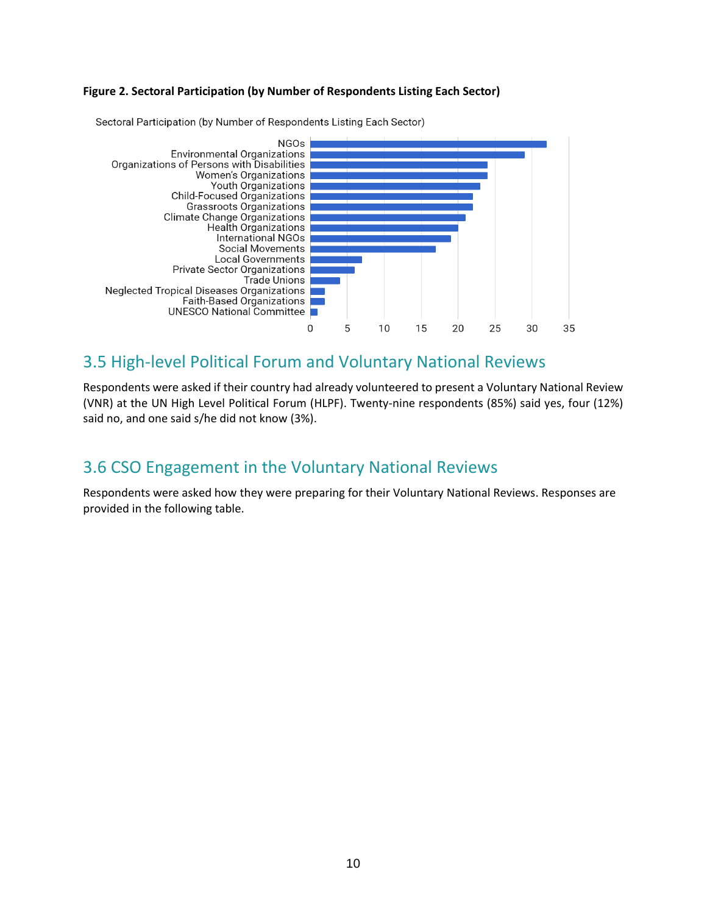**Figure 2. Sectoral Participation (by Number of Respondents Listing Each Sector)**

## 3.5 High-level Political Forum and Voluntary National Reviews

Respondents were asked if their country had already volunteered to present a Voluntary National Review (VNR) at the UN High Level Political Forum (HLPF). Twenty-nine respondents (85%) said yes, four (12%) said no, and one said s/he did not know (3%).

## 3.6 CSO Engagement in the Voluntary National Reviews

Respondents were asked how they were preparing for their Voluntary National Reviews. Responses are provided in the following table.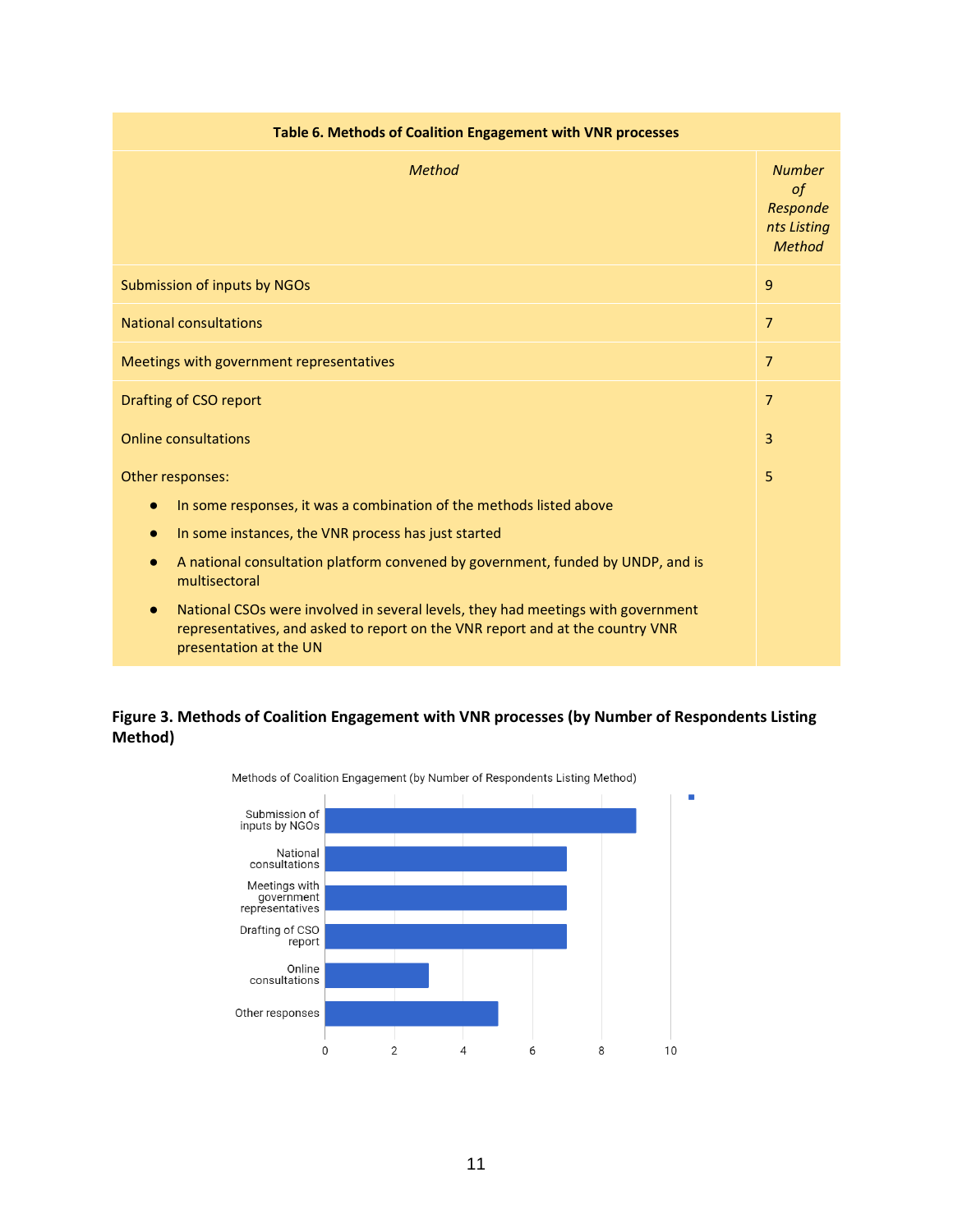| Table 6. Methods of Coalition Engagement with VNR processes | |
|---|---|
| *Method* | *Number of Respondents Listing Method* |
| Submission of inputs by NGOs | 9 |
| National consultations | 7 |
| Meetings with government representatives | 7 |
| Drafting of CSO report | 7 |
| Online consultations | 3 |
| Other responses:<br>● In some responses, it was a combination of the methods listed above<br>● In some instances, the VNR process has just started<br>● A national consultation platform convened by government, funded by UNDP, and is multisectoral<br>● National CSOs were involved in several levels, they had meetings with government representatives, and asked to report on the VNR report and at the country VNR presentation at the UN | 5 |

**Figure 3. Methods of Coalition Engagement with VNR processes (by Number of Respondents Listing Method)**

Methods of Coalition Engagement (by Number of Respondents Listing Method)

| Method | Number of Respondents |
|---|---|
| Submission of inputs by NGOs | 9 |
| National consultations | 7 |
| Meetings with government representatives | 7 |
| Drafting of CSO report | 7 |
| Online consultations | 3 |
| Other responses | 5 |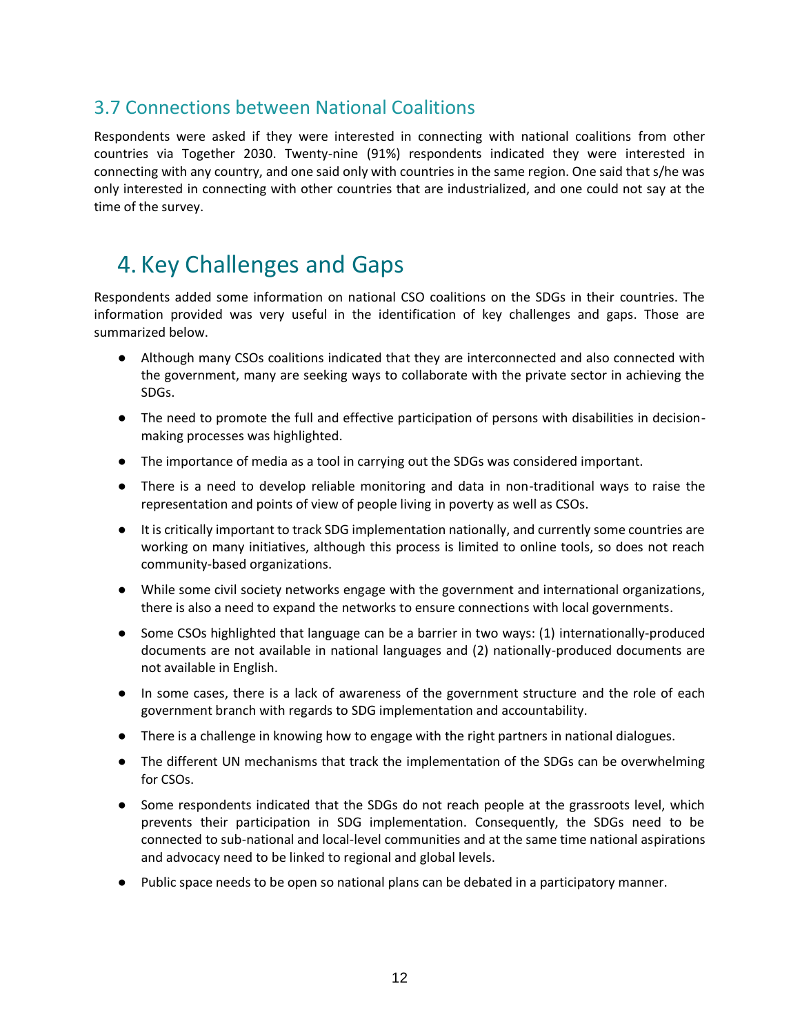### 3.7 Connections between National Coalitions

Respondents were asked if they were interested in connecting with national coalitions from other countries via Together 2030. Twenty-nine (91%) respondents indicated they were interested in connecting with any country, and one said only with countries in the same region. One said that s/he was only interested in connecting with other countries that are industrialized, and one could not say at the time of the survey.

# 4. Key Challenges and Gaps

Respondents added some information on national CSO coalitions on the SDGs in their countries. The information provided was very useful in the identification of key challenges and gaps. Those are summarized below.

- Although many CSOs coalitions indicated that they are interconnected and also connected with the government, many are seeking ways to collaborate with the private sector in achieving the SDGs.
- The need to promote the full and effective participation of persons with disabilities in decision-making processes was highlighted.
- The importance of media as a tool in carrying out the SDGs was considered important.
- There is a need to develop reliable monitoring and data in non-traditional ways to raise the representation and points of view of people living in poverty as well as CSOs.
- It is critically important to track SDG implementation nationally, and currently some countries are working on many initiatives, although this process is limited to online tools, so does not reach community-based organizations.
- While some civil society networks engage with the government and international organizations, there is also a need to expand the networks to ensure connections with local governments.
- Some CSOs highlighted that language can be a barrier in two ways: (1) internationally-produced documents are not available in national languages and (2) nationally-produced documents are not available in English.
- In some cases, there is a lack of awareness of the government structure and the role of each government branch with regards to SDG implementation and accountability.
- There is a challenge in knowing how to engage with the right partners in national dialogues.
- The different UN mechanisms that track the implementation of the SDGs can be overwhelming for CSOs.
- Some respondents indicated that the SDGs do not reach people at the grassroots level, which prevents their participation in SDG implementation. Consequently, the SDGs need to be connected to sub-national and local-level communities and at the same time national aspirations and advocacy need to be linked to regional and global levels.
- Public space needs to be open so national plans can be debated in a participatory manner.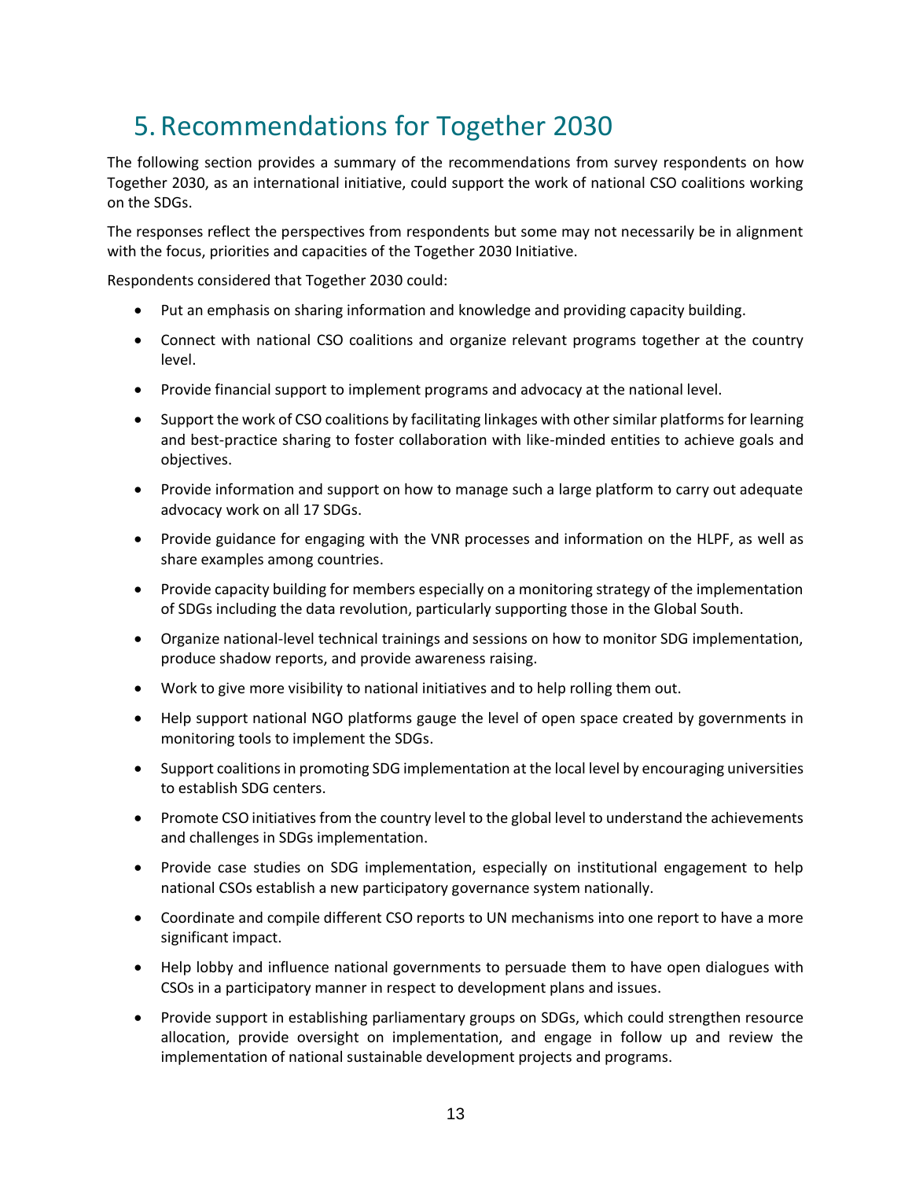# 5. Recommendations for Together 2030

The following section provides a summary of the recommendations from survey respondents on how Together 2030, as an international initiative, could support the work of national CSO coalitions working on the SDGs.

The responses reflect the perspectives from respondents but some may not necessarily be in alignment with the focus, priorities and capacities of the Together 2030 Initiative.

Respondents considered that Together 2030 could:

- Put an emphasis on sharing information and knowledge and providing capacity building.
- Connect with national CSO coalitions and organize relevant programs together at the country level.
- Provide financial support to implement programs and advocacy at the national level.
- Support the work of CSO coalitions by facilitating linkages with other similar platforms for learning and best-practice sharing to foster collaboration with like-minded entities to achieve goals and objectives.
- Provide information and support on how to manage such a large platform to carry out adequate advocacy work on all 17 SDGs.
- Provide guidance for engaging with the VNR processes and information on the HLPF, as well as share examples among countries.
- Provide capacity building for members especially on a monitoring strategy of the implementation of SDGs including the data revolution, particularly supporting those in the Global South.
- Organize national-level technical trainings and sessions on how to monitor SDG implementation, produce shadow reports, and provide awareness raising.
- Work to give more visibility to national initiatives and to help rolling them out.
- Help support national NGO platforms gauge the level of open space created by governments in monitoring tools to implement the SDGs.
- Support coalitions in promoting SDG implementation at the local level by encouraging universities to establish SDG centers.
- Promote CSO initiatives from the country level to the global level to understand the achievements and challenges in SDGs implementation.
- Provide case studies on SDG implementation, especially on institutional engagement to help national CSOs establish a new participatory governance system nationally.
- Coordinate and compile different CSO reports to UN mechanisms into one report to have a more significant impact.
- Help lobby and influence national governments to persuade them to have open dialogues with CSOs in a participatory manner in respect to development plans and issues.
- Provide support in establishing parliamentary groups on SDGs, which could strengthen resource allocation, provide oversight on implementation, and engage in follow up and review the implementation of national sustainable development projects and programs.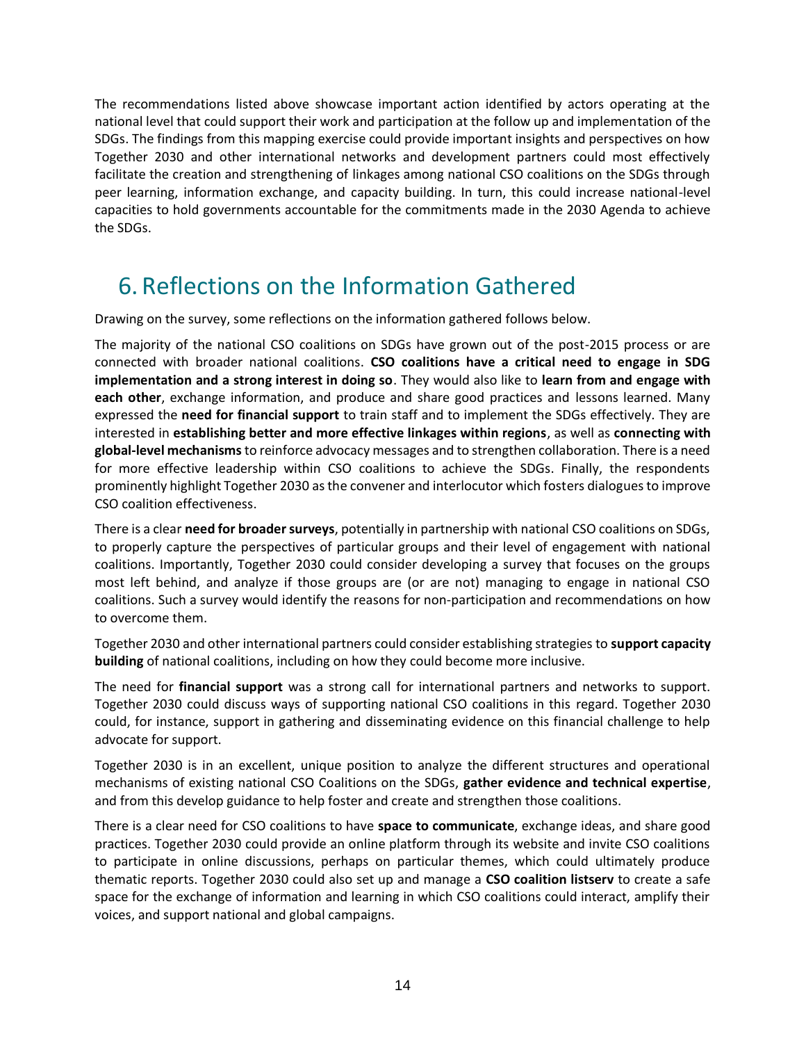The recommendations listed above showcase important action identified by actors operating at the national level that could support their work and participation at the follow up and implementation of the SDGs. The findings from this mapping exercise could provide important insights and perspectives on how Together 2030 and other international networks and development partners could most effectively facilitate the creation and strengthening of linkages among national CSO coalitions on the SDGs through peer learning, information exchange, and capacity building. In turn, this could increase national-level capacities to hold governments accountable for the commitments made in the 2030 Agenda to achieve the SDGs.

# 6. Reflections on the Information Gathered

Drawing on the survey, some reflections on the information gathered follows below.

The majority of the national CSO coalitions on SDGs have grown out of the post-2015 process or are connected with broader national coalitions. **CSO coalitions have a critical need to engage in SDG implementation and a strong interest in doing so**. They would also like to **learn from and engage with each other**, exchange information, and produce and share good practices and lessons learned. Many expressed the **need for financial support** to train staff and to implement the SDGs effectively. They are interested in **establishing better and more effective linkages within regions**, as well as **connecting with global-level mechanisms** to reinforce advocacy messages and to strengthen collaboration. There is a need for more effective leadership within CSO coalitions to achieve the SDGs. Finally, the respondents prominently highlight Together 2030 as the convener and interlocutor which fosters dialogues to improve CSO coalition effectiveness.

There is a clear **need for broader surveys**, potentially in partnership with national CSO coalitions on SDGs, to properly capture the perspectives of particular groups and their level of engagement with national coalitions. Importantly, Together 2030 could consider developing a survey that focuses on the groups most left behind, and analyze if those groups are (or are not) managing to engage in national CSO coalitions. Such a survey would identify the reasons for non-participation and recommendations on how to overcome them.

Together 2030 and other international partners could consider establishing strategies to **support capacity building** of national coalitions, including on how they could become more inclusive.

The need for **financial support** was a strong call for international partners and networks to support. Together 2030 could discuss ways of supporting national CSO coalitions in this regard. Together 2030 could, for instance, support in gathering and disseminating evidence on this financial challenge to help advocate for support.

Together 2030 is in an excellent, unique position to analyze the different structures and operational mechanisms of existing national CSO Coalitions on the SDGs, **gather evidence and technical expertise**, and from this develop guidance to help foster and create and strengthen those coalitions.

There is a clear need for CSO coalitions to have **space to communicate**, exchange ideas, and share good practices. Together 2030 could provide an online platform through its website and invite CSO coalitions to participate in online discussions, perhaps on particular themes, which could ultimately produce thematic reports. Together 2030 could also set up and manage a **CSO coalition listserv** to create a safe space for the exchange of information and learning in which CSO coalitions could interact, amplify their voices, and support national and global campaigns.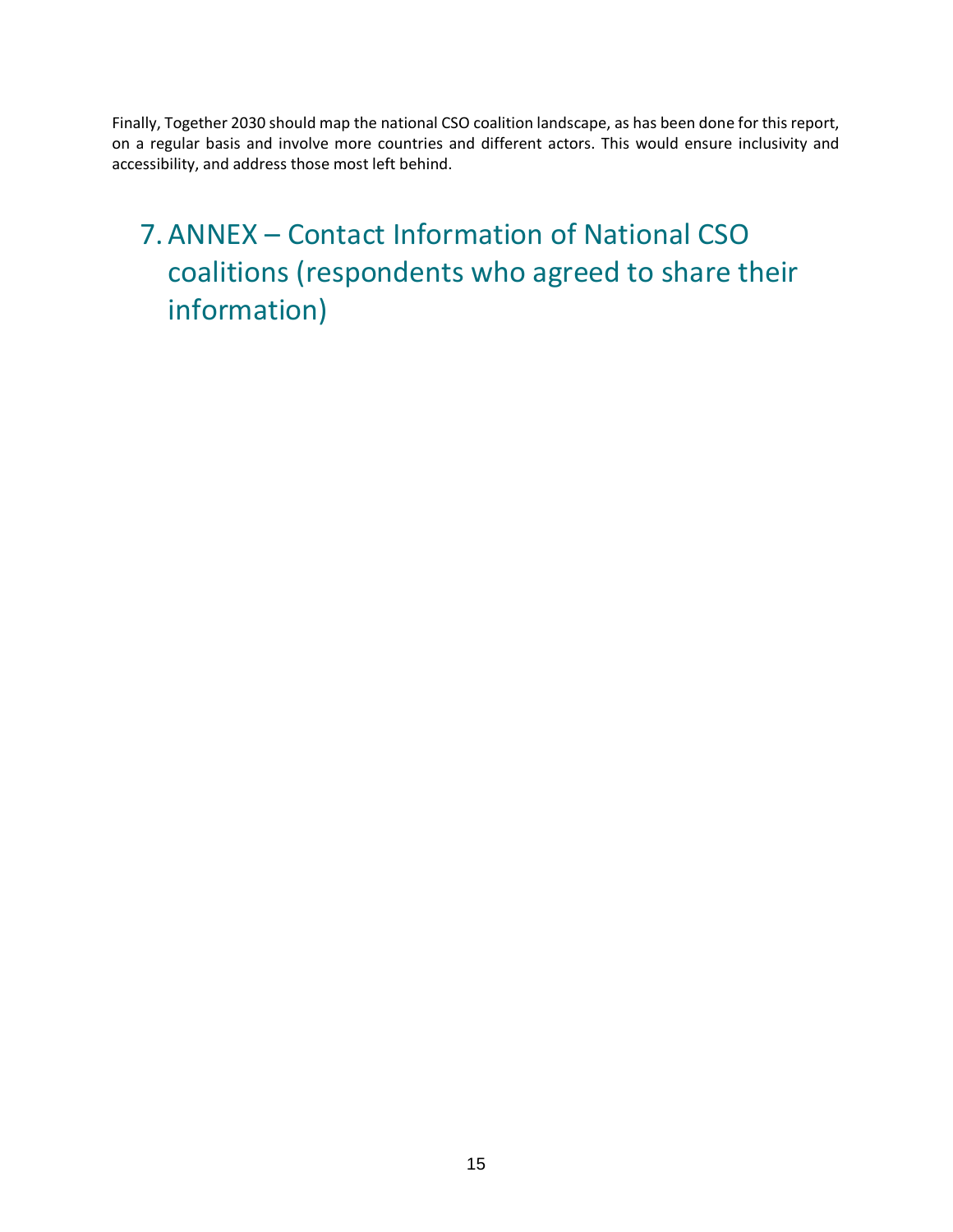Finally, Together 2030 should map the national CSO coalition landscape, as has been done for this report, on a regular basis and involve more countries and different actors. This would ensure inclusivity and accessibility, and address those most left behind.

# 7. ANNEX – Contact Information of National CSO coalitions (respondents who agreed to share their information)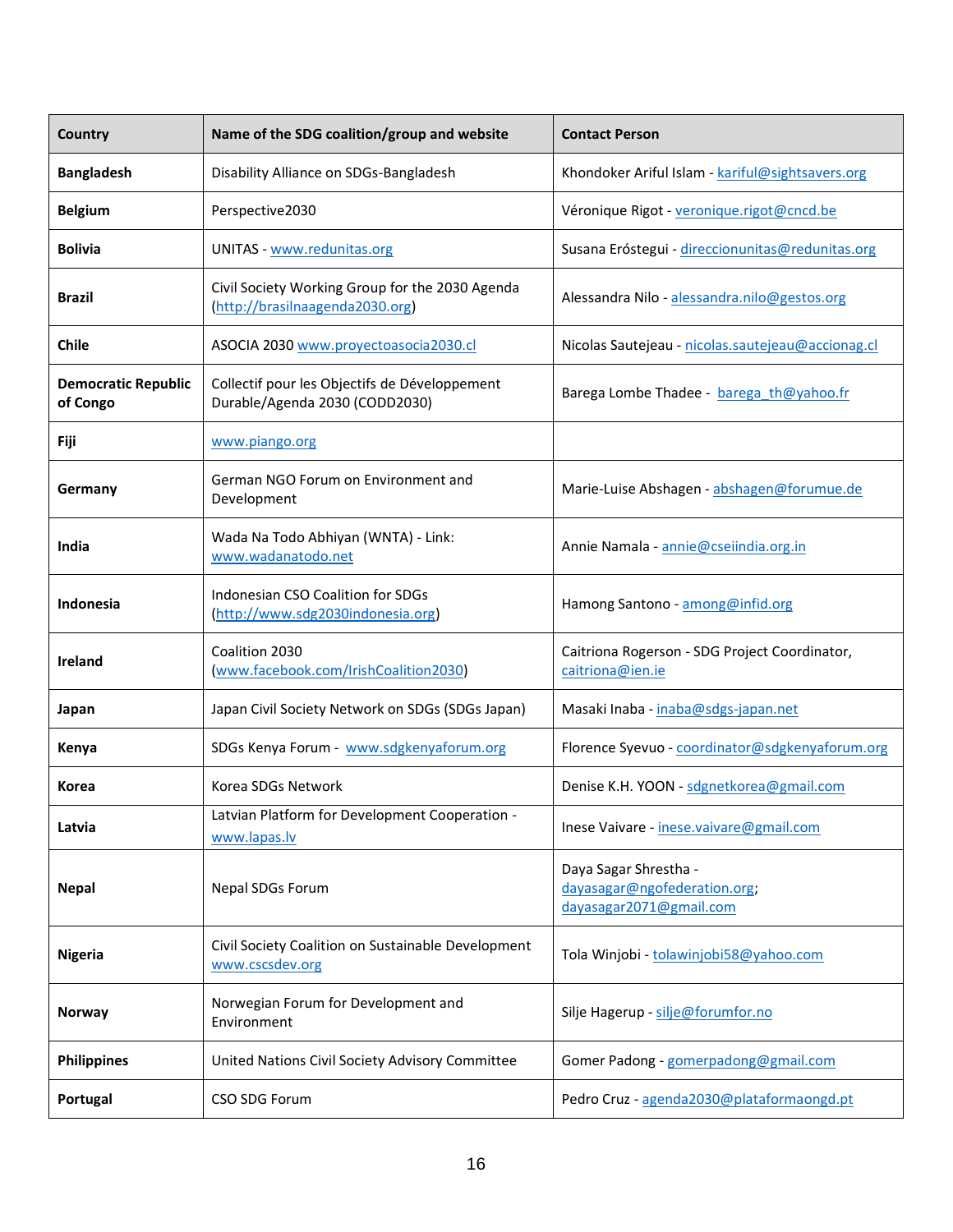| Country | Name of the SDG coalition/group and website | Contact Person |
|---|---|---|
| **Bangladesh** | Disability Alliance on SDGs-Bangladesh | Khondoker Ariful Islam - kariful@sightsavers.org |
| **Belgium** | Perspective2030 | Véronique Rigot - veronique.rigot@cncd.be |
| **Bolivia** | UNITAS - www.redunitas.org | Susana Eróstegui - direccionunitas@redunitas.org |
| **Brazil** | Civil Society Working Group for the 2030 Agenda (http://brasilnaagenda2030.org) | Alessandra Nilo - alessandra.nilo@gestos.org |
| **Chile** | ASOCIA 2030 www.proyectoasocia2030.cl | Nicolas Sautejeau - nicolas.sautejeau@accionag.cl |
| **Democratic Republic of Congo** | Collectif pour les Objectifs de Développement Durable/Agenda 2030 (CODD2030) | Barega Lombe Thadee - barega_th@yahoo.fr |
| **Fiji** | www.piango.org | |
| **Germany** | German NGO Forum on Environment and Development | Marie-Luise Abshagen - abshagen@forumue.de |
| **India** | Wada Na Todo Abhiyan (WNTA) - Link: www.wadanatodo.net | Annie Namala - annie@cseiindia.org.in |
| **Indonesia** | Indonesian CSO Coalition for SDGs (http://www.sdg2030indonesia.org) | Hamong Santono - among@infid.org |
| **Ireland** | Coalition 2030 (www.facebook.com/IrishCoalition2030) | Caitriona Rogerson - SDG Project Coordinator, caitriona@ien.ie |
| **Japan** | Japan Civil Society Network on SDGs (SDGs Japan) | Masaki Inaba - inaba@sdgs-japan.net |
| **Kenya** | SDGs Kenya Forum - www.sdgkenyaforum.org | Florence Syevuo - coordinator@sdgkenyaforum.org |
| **Korea** | Korea SDGs Network | Denise K.H. YOON - sdgnetkorea@gmail.com |
| **Latvia** | Latvian Platform for Development Cooperation - www.lapas.lv | Inese Vaivare - inese.vaivare@gmail.com |
| **Nepal** | Nepal SDGs Forum | Daya Sagar Shrestha - dayasagar@ngofederation.org; dayasagar2071@gmail.com |
| **Nigeria** | Civil Society Coalition on Sustainable Development www.cscsdev.org | Tola Winjobi - tolawinjobi58@yahoo.com |
| **Norway** | Norwegian Forum for Development and Environment | Silje Hagerup - silje@forumfor.no |
| **Philippines** | United Nations Civil Society Advisory Committee | Gomer Padong - gomerpadong@gmail.com |
| **Portugal** | CSO SDG Forum | Pedro Cruz - agenda2030@plataformaongd.pt |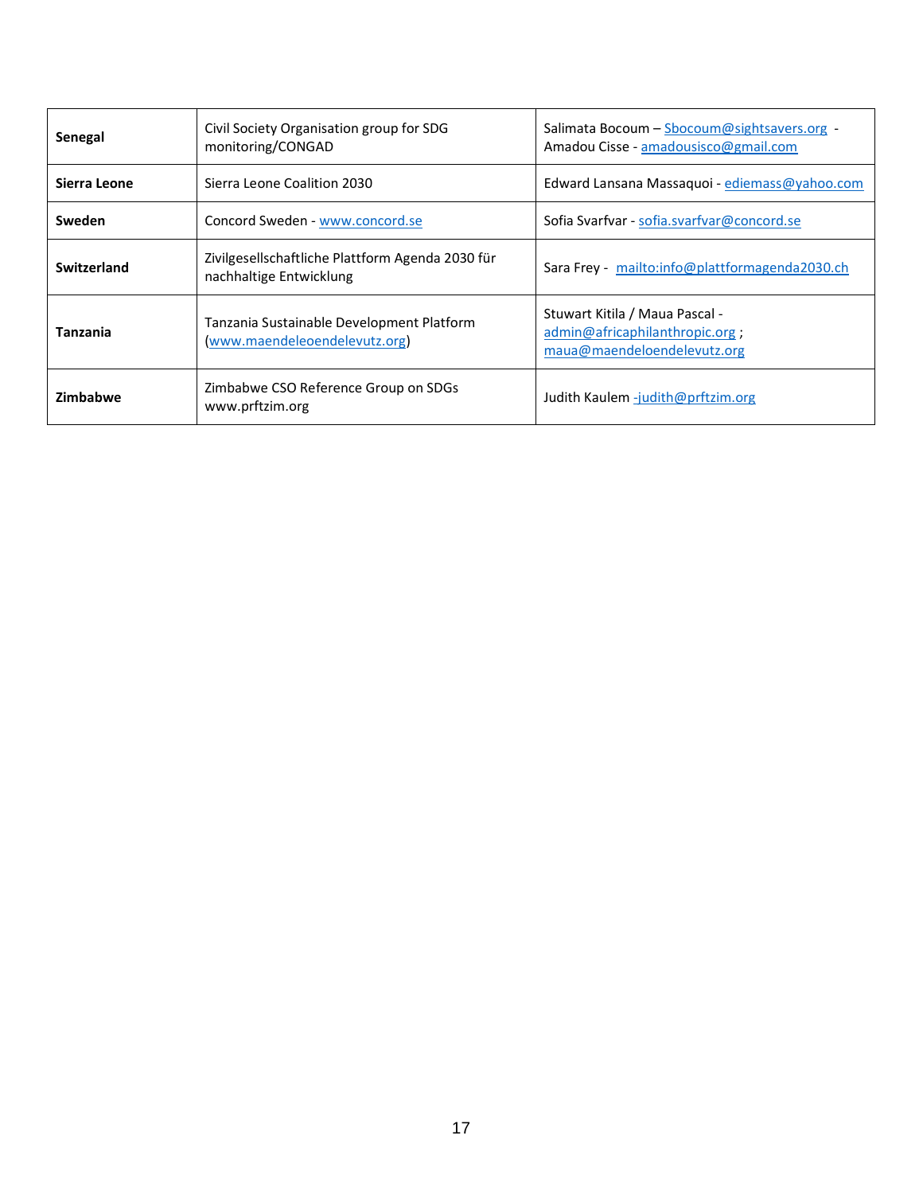| **Senegal** | Civil Society Organisation group for SDG monitoring/CONGAD | Salimata Bocoum – Sbocoum@sightsavers.org - Amadou Cisse - amadousisco@gmail.com |
|---|---|---|
| **Sierra Leone** | Sierra Leone Coalition 2030 | Edward Lansana Massaquoi - ediemass@yahoo.com |
| **Sweden** | Concord Sweden - www.concord.se | Sofia Svarfvar - sofia.svarfvar@concord.se |
| **Switzerland** | Zivilgesellschaftliche Plattform Agenda 2030 für nachhaltige Entwicklung | Sara Frey - mailto:info@plattformagenda2030.ch |
| **Tanzania** | Tanzania Sustainable Development Platform (www.maendeleoendelevutz.org) | Stuwart Kitila / Maua Pascal - admin@africaphilanthropic.org ; maua@maendeloendelevutz.org |
| **Zimbabwe** | Zimbabwe CSO Reference Group on SDGs www.prftzim.org | Judith Kaulem -judith@prftzim.org |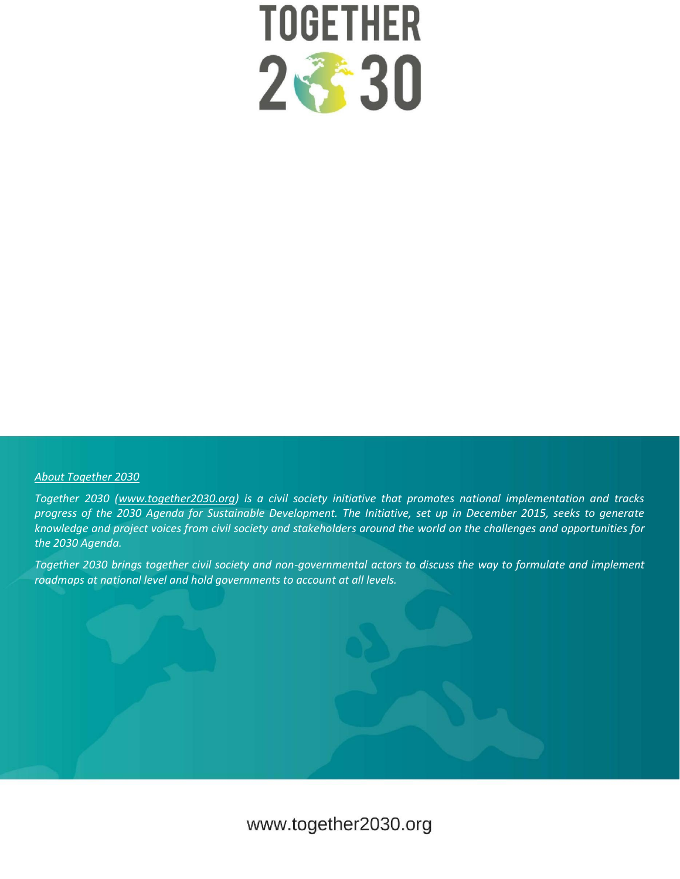# TOGETHER 2030

*About Together 2030*

*Together 2030 (www.together2030.org) is a civil society initiative that promotes national implementation and tracks progress of the 2030 Agenda for Sustainable Development. The Initiative, set up in December 2015, seeks to generate knowledge and project voices from civil society and stakeholders around the world on the challenges and opportunities for the 2030 Agenda.*

*Together 2030 brings together civil society and non-governmental actors to discuss the way to formulate and implement roadmaps at national level and hold governments to account at all levels.*

www.together2030.org